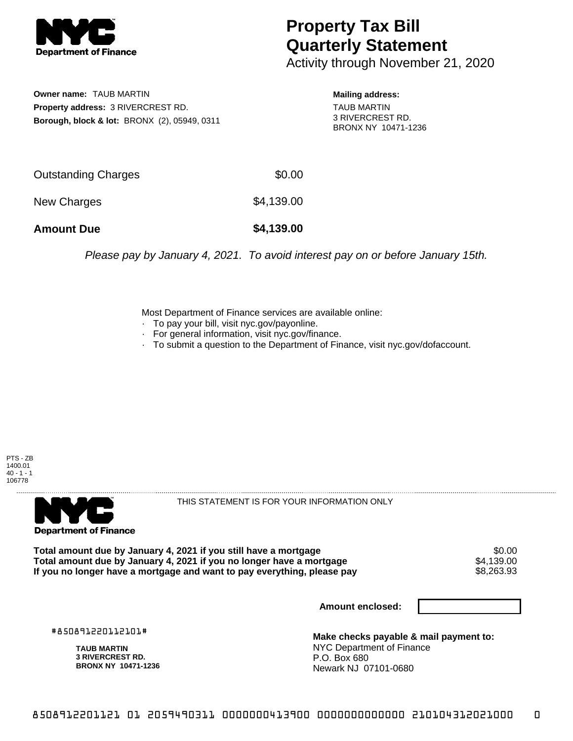# Property Tax Bill Quarterly Statement

Activity through November 21, 2020

**Owner name:** TAUB MARTIN
**Property address:** 3 RIVERCREST RD.
**Borough, block & lot:** BRONX (2), 05949, 0311

**Mailing address:**
TAUB MARTIN
3 RIVERCREST RD.
BRONX NY 10471-1236

| | |
|---|---|
| Outstanding Charges | $0.00 |
| New Charges | $4,139.00 |
| **Amount Due** | **$4,139.00** |

*Please pay by January 4, 2021. To avoid interest pay on or before January 15th.*

Most Department of Finance services are available online:

- To pay your bill, visit nyc.gov/payonline.
- For general information, visit nyc.gov/finance.
- To submit a question to the Department of Finance, visit nyc.gov/dofaccount.

PTS - ZB
1400.01
40 - 1 - 1
106778

THIS STATEMENT IS FOR YOUR INFORMATION ONLY

| | |
|---|---|
| **Total amount due by January 4, 2021 if you still have a mortgage** | $0.00 |
| **Total amount due by January 4, 2021 if you no longer have a mortgage** | $4,139.00 |
| **If you no longer have a mortgage and want to pay everything, please pay** | $8,263.93 |

**Amount enclosed:**

#850891220112101#

**TAUB MARTIN**
**3 RIVERCREST RD.**
**BRONX NY 10471-1236**

**Make checks payable & mail payment to:**
NYC Department of Finance
P.O. Box 680
Newark NJ 07101-0680

8508912201121 01 2059490311 0000000413900 0000000000000 210104312021000 0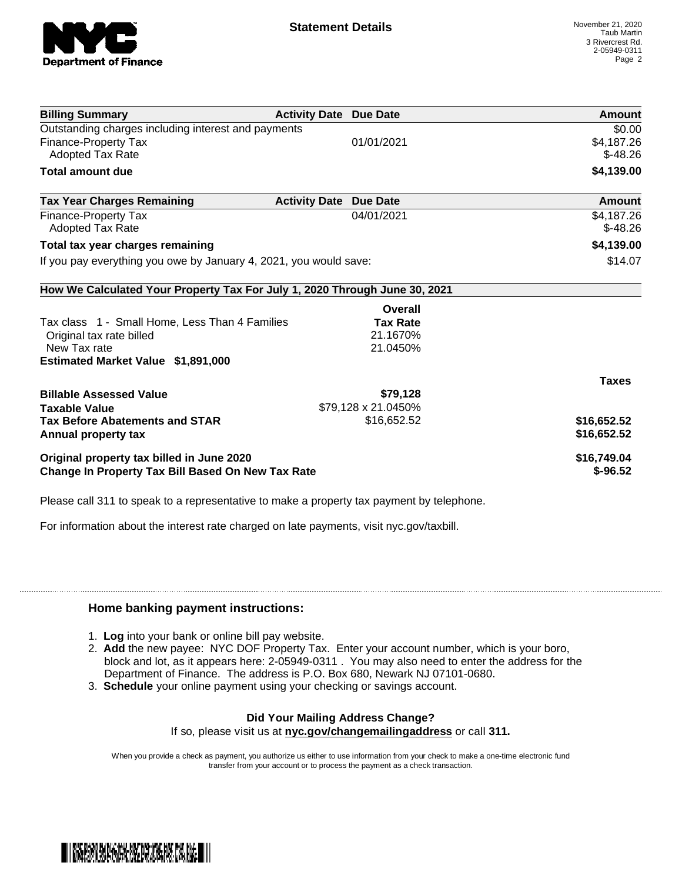**Statement Details**

November 21, 2020
Taub Martin
3 Rivercrest Rd.
2-05949-0311

| Billing Summary | Activity Date | Due Date | Amount |
| --- | --- | --- | --- |
| Outstanding charges including interest and payments | | | $0.00 |
| Finance-Property Tax | | 01/01/2021 | $4,187.26 |
| Adopted Tax Rate | | | $-48.26 |
| **Total amount due** | | | **$4,139.00** |

| Tax Year Charges Remaining | Activity Date | Due Date | Amount |
| --- | --- | --- | --- |
| Finance-Property Tax | | 04/01/2021 | $4,187.26 |
| Adopted Tax Rate | | | $-48.26 |
| **Total tax year charges remaining** | | | **$4,139.00** |
| If you pay everything you owe by January 4, 2021, you would save: | | | $14.07 |

**How We Calculated Your Property Tax For July 1, 2020 Through June 30, 2021**

| | Overall Tax Rate | Taxes |
| --- | --- | --- |
| Tax class 1 - Small Home, Less Than 4 Families | | |
| Original tax rate billed | 21.1670% | |
| New Tax rate | 21.0450% | |
| **Estimated Market Value $1,891,000** | | |
| **Billable Assessed Value** | **$79,128** | |
| **Taxable Value** | $79,128 x 21.0450% | |
| **Tax Before Abatements and STAR** | $16,652.52 | **$16,652.52** |
| **Annual property tax** | | **$16,652.52** |
| **Original property tax billed in June 2020** | | **$16,749.04** |
| **Change In Property Tax Bill Based On New Tax Rate** | | **$-96.52** |

Please call 311 to speak to a representative to make a property tax payment by telephone.

For information about the interest rate charged on late payments, visit nyc.gov/taxbill.

## Home banking payment instructions:

1. **Log** into your bank or online bill pay website.
2. **Add** the new payee: NYC DOF Property Tax. Enter your account number, which is your boro, block and lot, as it appears here: 2-05949-0311 . You may also need to enter the address for the Department of Finance. The address is P.O. Box 680, Newark NJ 07101-0680.
3. **Schedule** your online payment using your checking or savings account.

**Did Your Mailing Address Change?**
If so, please visit us at **nyc.gov/changemailingaddress** or call **311.**

When you provide a check as payment, you authorize us either to use information from your check to make a one-time electronic fund transfer from your account or to process the payment as a check transaction.